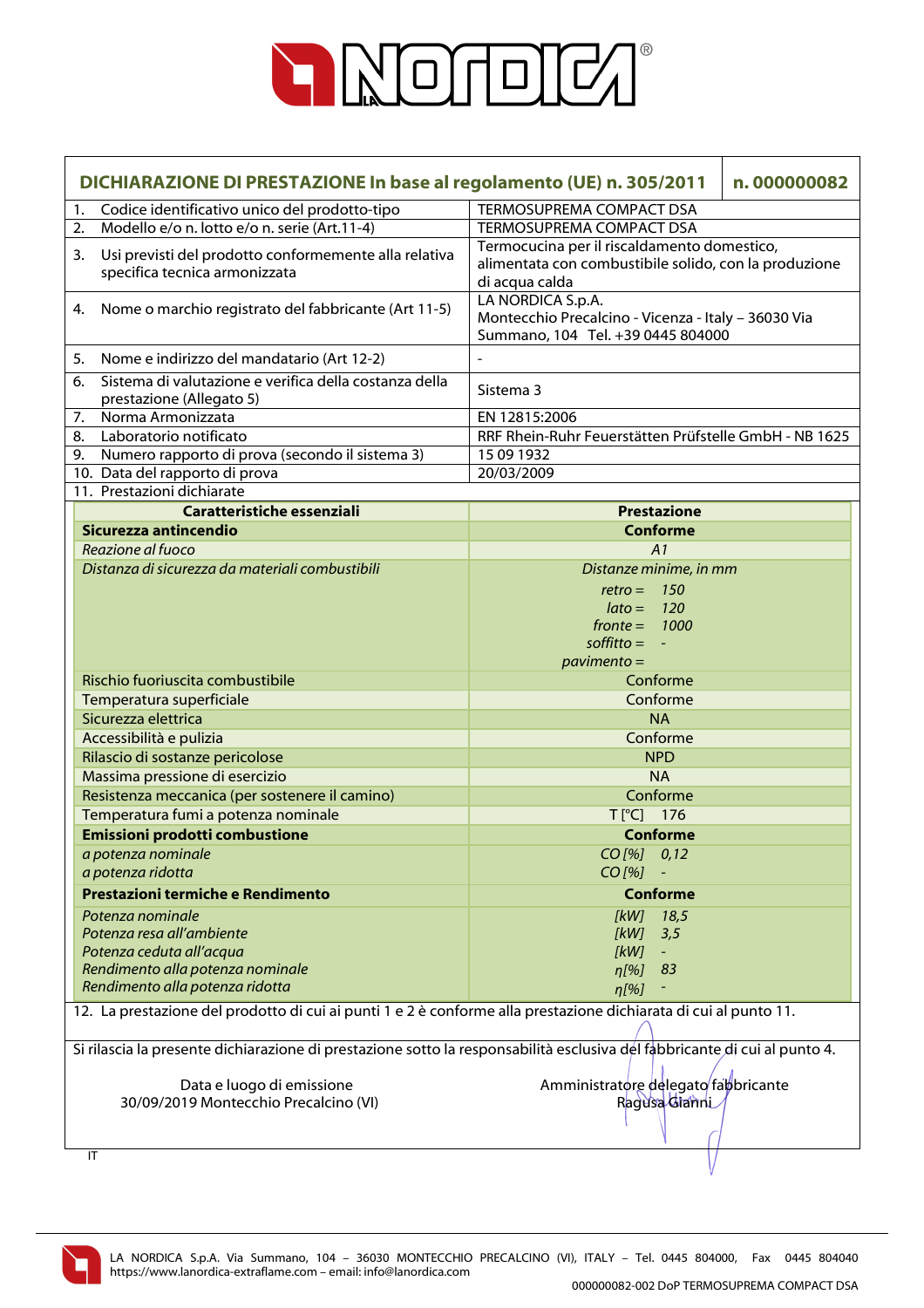# DICHIARAZIONE DI PRESTAZIONE In base al regolamento (UE) n. 305/2011 — n. 000000082

| | |
|---|---|
| 1. Codice identificativo unico del prodotto-tipo | TERMOSUPREMA COMPACT DSA |
| 2. Modello e/o n. lotto e/o n. serie (Art.11-4) | TERMOSUPREMA COMPACT DSA |
| 3. Usi previsti del prodotto conformemente alla relativa specifica tecnica armonizzata | Termocucina per il riscaldamento domestico, alimentata con combustibile solido, con la produzione di acqua calda |
| 4. Nome o marchio registrato del fabbricante (Art 11-5) | LA NORDICA S.p.A. Montecchio Precalcino - Vicenza - Italy – 36030 Via Summano, 104 Tel. +39 0445 804000 |
| 5. Nome e indirizzo del mandatario (Art 12-2) | - |
| 6. Sistema di valutazione e verifica della costanza della prestazione (Allegato 5) | Sistema 3 |
| 7. Norma Armonizzata | EN 12815:2006 |
| 8. Laboratorio notificato | RRF Rhein-Ruhr Feuerstätten Prüfstelle GmbH - NB 1625 |
| 9. Numero rapporto di prova (secondo il sistema 3) | 15 09 1932 |
| 10. Data del rapporto di prova | 20/03/2009 |

11. Prestazioni dichiarate

| Caratteristiche essenziali | Prestazione |
|---|---|
| **Sicurezza antincendio** | **Conforme** |
| *Reazione al fuoco* | *A1* |
| *Distanza di sicurezza da materiali combustibili* | *Distanze minime, in mm*<br>*retro =* 150<br>*lato =* 120<br>*fronte =* 1000<br>*soffitto =* -<br>*pavimento =* |
| Rischio fuoriuscita combustibile | Conforme |
| Temperatura superficiale | Conforme |
| Sicurezza elettrica | NA |
| Accessibilità e pulizia | Conforme |
| Rilascio di sostanze pericolose | NPD |
| Massima pressione di esercizio | NA |
| Resistenza meccanica (per sostenere il camino) | Conforme |
| Temperatura fumi a potenza nominale | T [°C] 176 |
| **Emissioni prodotti combustione** | **Conforme** |
| *a potenza nominale* | *CO [%] 0,12* |
| *a potenza ridotta* | *CO [%] -* |
| **Prestazioni termiche e Rendimento** | **Conforme** |
| *Potenza nominale* | *[kW] 18,5* |
| *Potenza resa all'ambiente* | *[kW] 3,5* |
| *Potenza ceduta all'acqua* | *[kW] -* |
| *Rendimento alla potenza nominale* | *η[%] 83* |
| *Rendimento alla potenza ridotta* | *η[%] -* |

12. La prestazione del prodotto di cui ai punti 1 e 2 è conforme alla prestazione dichiarata di cui al punto 11.

Si rilascia la presente dichiarazione di prestazione sotto la responsabilità esclusiva del fabbricante di cui al punto 4.

Data e luogo di emissione
30/09/2019 Montecchio Precalcino (VI)

Amministratore delegato fabbricante
Ragusa Gianni

IT

LA NORDICA S.p.A. Via Summano, 104 – 36030 MONTECCHIO PRECALCINO (VI), ITALY – Tel. 0445 804000, Fax 0445 804040
https://www.lanordica-extraflame.com – email: info@lanordica.com

000000082-002 DoP TERMOSUPREMA COMPACT DSA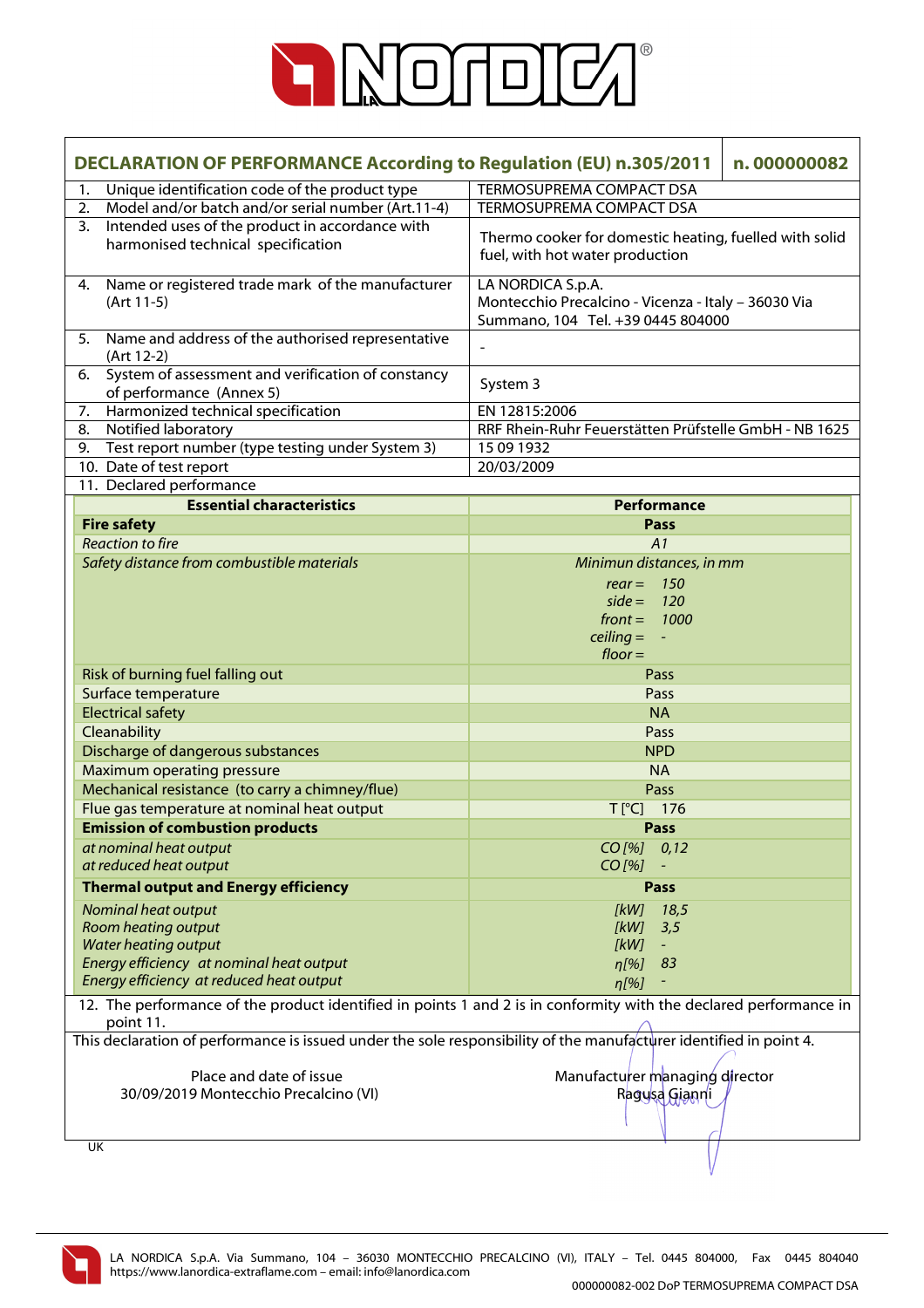## DECLARATION OF PERFORMANCE According to Regulation (EU) n.305/2011 — n. 000000082

| | |
|---|---|
| 1. Unique identification code of the product type | TERMOSUPREMA COMPACT DSA |
| 2. Model and/or batch and/or serial number (Art.11-4) | TERMOSUPREMA COMPACT DSA |
| 3. Intended uses of the product in accordance with harmonised technical specification | Thermo cooker for domestic heating, fuelled with solid fuel, with hot water production |
| 4. Name or registered trade mark of the manufacturer (Art 11-5) | LA NORDICA S.p.A. Montecchio Precalcino - Vicenza - Italy – 36030 Via Summano, 104 Tel. +39 0445 804000 |
| 5. Name and address of the authorised representative (Art 12-2) | - |
| 6. System of assessment and verification of constancy of performance (Annex 5) | System 3 |
| 7. Harmonized technical specification | EN 12815:2006 |
| 8. Notified laboratory | RRF Rhein-Ruhr Feuerstätten Prüfstelle GmbH - NB 1625 |
| 9. Test report number (type testing under System 3) | 15 09 1932 |
| 10. Date of test report | 20/03/2009 |

11. Declared performance

| Essential characteristics | Performance |
|---|---|
| **Fire safety** | **Pass** |
| *Reaction to fire* | *A1* |
| *Safety distance from combustible materials* | *Minimun distances, in mm* <br> *rear =* 150 <br> *side =* 120 <br> *front =* 1000 <br> *ceiling =* - <br> *floor =* |
| Risk of burning fuel falling out | Pass |
| Surface temperature | Pass |
| Electrical safety | NA |
| Cleanability | Pass |
| Discharge of dangerous substances | NPD |
| Maximum operating pressure | NA |
| Mechanical resistance (to carry a chimney/flue) | Pass |
| Flue gas temperature at nominal heat output | T [°C] 176 |
| **Emission of combustion products** | **Pass** |
| *at nominal heat output* | *CO [%]* 0,12 |
| *at reduced heat output* | *CO [%]* - |
| **Thermal output and Energy efficiency** | **Pass** |
| *Nominal heat output* | *[kW]* 18,5 |
| *Room heating output* | *[kW]* 3,5 |
| *Water heating output* | *[kW]* - |
| *Energy efficiency at nominal heat output* | *η[%]* 83 |
| *Energy efficiency at reduced heat output* | *η[%]* - |

12. The performance of the product identified in points 1 and 2 is in conformity with the declared performance in point 11.

This declaration of performance is issued under the sole responsibility of the manufacturer identified in point 4.

| Place and date of issue | Manufacturer managing director |
|---|---|
| 30/09/2019 Montecchio Precalcino (VI) | Ragusa Gianni |

UK

LA NORDICA S.p.A. Via Summano, 104 – 36030 MONTECCHIO PRECALCINO (VI), ITALY – Tel. 0445 804000, Fax 0445 804040
https://www.lanordica-extraflame.com – email: info@lanordica.com

000000082-002 DoP TERMOSUPREMA COMPACT DSA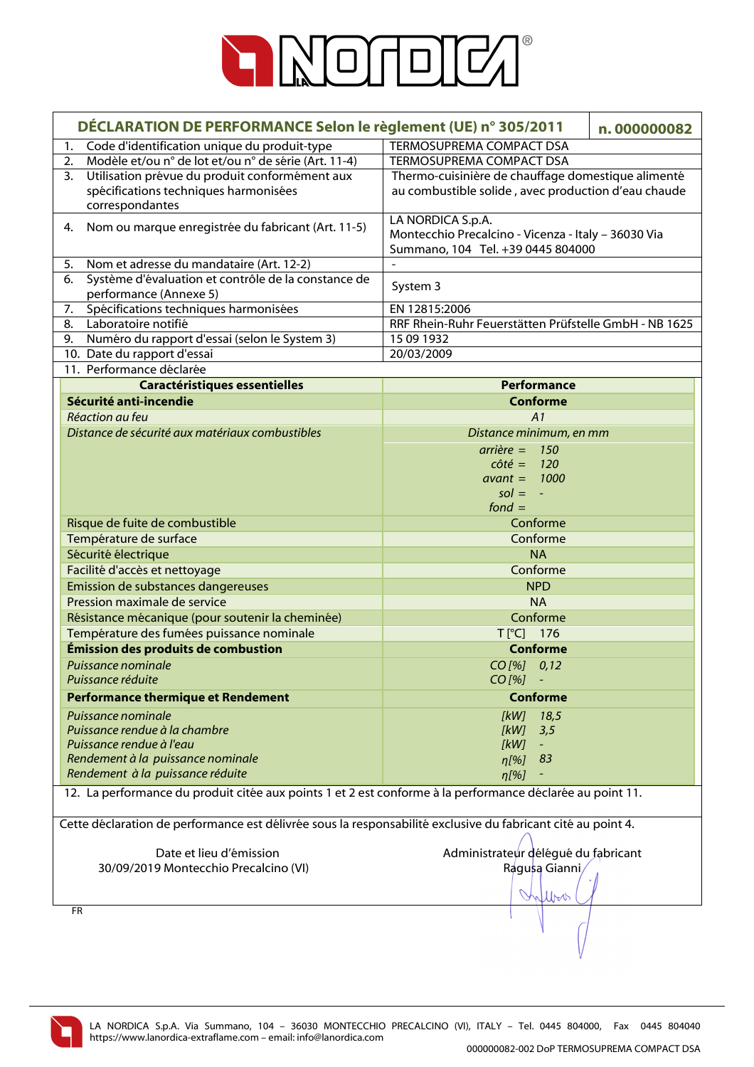| DÉCLARATION DE PERFORMANCE Selon le règlement (UE) n° 305/2011 | n. 000000082 |
|---|---|
| 1. Code d'identification unique du produit-type | TERMOSUPREMA COMPACT DSA |
| 2. Modèle et/ou n° de lot et/ou n° de série (Art. 11-4) | TERMOSUPREMA COMPACT DSA |
| 3. Utilisation prévue du produit conformément aux spécifications techniques harmonisées correspondantes | Thermo-cuisinière de chauffage domestique alimenté au combustible solide , avec production d'eau chaude |
| 4. Nom ou marque enregistrée du fabricant (Art. 11-5) | LA NORDICA S.p.A. Montecchio Precalcino - Vicenza - Italy – 36030 Via Summano, 104 Tel. +39 0445 804000 |
| 5. Nom et adresse du mandataire (Art. 12-2) | - |
| 6. Système d'évaluation et contrôle de la constance de performance (Annexe 5) | System 3 |
| 7. Spécifications techniques harmonisées | EN 12815:2006 |
| 8. Laboratoire notifié | RRF Rhein-Ruhr Feuerstätten Prüfstelle GmbH - NB 1625 |
| 9. Numéro du rapport d'essai (selon le System 3) | 15 09 1932 |
| 10. Date du rapport d'essai | 20/03/2009 |
| 11. Performance déclarée | |

| Caractéristiques essentielles | Performance |
|---|---|
| **Sécurité anti-incendie** | **Conforme** |
| *Réaction au feu* | *A1* |
| *Distance de sécurité aux matériaux combustibles* | *Distance minimum, en mm* |
| | *arrière = 150*<br>*côté = 120*<br>*avant = 1000*<br>*sol = -*<br>*fond =* |
| Risque de fuite de combustible | Conforme |
| Température de surface | Conforme |
| Sécurité électrique | NA |
| Facilité d'accès et nettoyage | Conforme |
| Emission de substances dangereuses | NPD |
| Pression maximale de service | NA |
| Résistance mécanique (pour soutenir la cheminée) | Conforme |
| Température des fumées puissance nominale | T [°C] 176 |
| **Émission des produits de combustion** | **Conforme** |
| *Puissance nominale*<br>*Puissance réduite* | *CO [%] 0,12*<br>*CO [%] -* |
| **Performance thermique et Rendement** | **Conforme** |
| *Puissance nominale*<br>*Puissance rendue à la chambre*<br>*Puissance rendue à l'eau*<br>*Rendement à la puissance nominale*<br>*Rendement à la puissance réduite* | *[kW] 18,5*<br>*[kW] 3,5*<br>*[kW] -*<br>*η[%] 83*<br>*η[%] -* |

12. La performance du produit citée aux points 1 et 2 est conforme à la performance déclarée au point 11.

Cette déclaration de performance est délivrée sous la responsabilité exclusive du fabricant cité au point 4.

| Date et lieu d'émission | Administrateur délégué du fabricant |
|---|---|
| 30/09/2019 Montecchio Precalcino (VI) | Ragusa Gianni |

FR

LA NORDICA S.p.A. Via Summano, 104 – 36030 MONTECCHIO PRECALCINO (VI), ITALY – Tel. 0445 804000, Fax 0445 804040
https://www.lanordica-extraflame.com – email: info@lanordica.com

000000082-002 DoP TERMOSUPREMA COMPACT DSA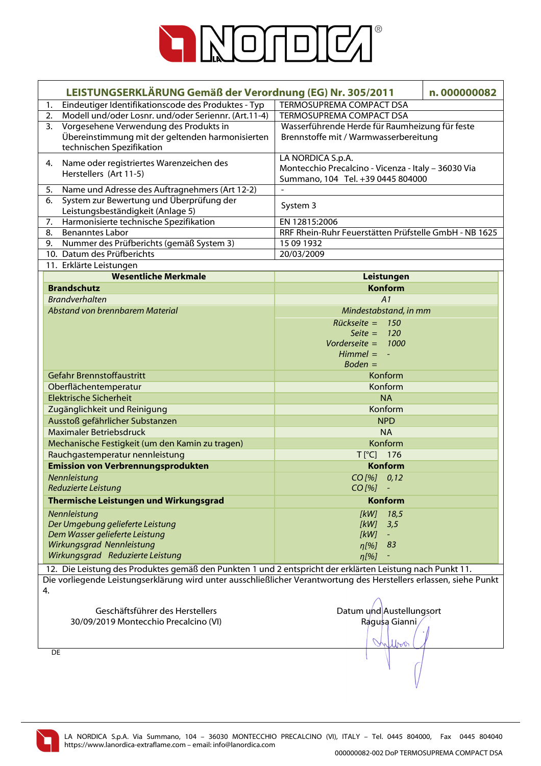# LEISTUNGSERKLÄRUNG Gemäß der Verordnung (EG) Nr. 305/2011 — n. 000000082

| | |
|---|---|
| 1. Eindeutiger Identifikationscode des Produktes - Typ | TERMOSUPREMA COMPACT DSA |
| 2. Modell und/oder Losnr. und/oder Seriennr. (Art.11-4) | TERMOSUPREMA COMPACT DSA |
| 3. Vorgesehene Verwendung des Produkts in Übereinstimmung mit der geltenden harmonisierten technischen Spezifikation | Wasserführende Herde für Raumheizung für feste Brennstoffe mit / Warmwasserbereitung |
| 4. Name oder registriertes Warenzeichen des Herstellers (Art 11-5) | LA NORDICA S.p.A. Montecchio Precalcino - Vicenza - Italy – 36030 Via Summano, 104 Tel. +39 0445 804000 |
| 5. Name und Adresse des Auftragnehmers (Art 12-2) | - |
| 6. System zur Bewertung und Überprüfung der Leistungsbeständigkeit (Anlage 5) | System 3 |
| 7. Harmonisierte technische Spezifikation | EN 12815:2006 |
| 8. Benanntes Labor | RRF Rhein-Ruhr Feuerstätten Prüfstelle GmbH - NB 1625 |
| 9. Nummer des Prüfberichts (gemäß System 3) | 15 09 1932 |
| 10. Datum des Prüfberichts | 20/03/2009 |

11. Erklärte Leistungen

| Wesentliche Merkmale | Leistungen |
|---|---|
| **Brandschutz** | **Konform** |
| *Brandverhalten* | *A1* |
| *Abstand von brennbarem Material* | *Mindestabstand, in mm* |
| | *Rückseite =* 150<br>*Seite =* 120<br>*Vorderseite =* 1000<br>*Himmel =* -<br>*Boden =* |
| Gefahr Brennstoffaustritt | Konform |
| Oberflächentemperatur | Konform |
| Elektrische Sicherheit | NA |
| Zugänglichkeit und Reinigung | Konform |
| Ausstoß gefährlicher Substanzen | NPD |
| Maximaler Betriebsdruck | NA |
| Mechanische Festigkeit (um den Kamin zu tragen) | Konform |
| Rauchgastemperatur nennleistung | T [°C] 176 |
| **Emission von Verbrennungsprodukten** | **Konform** |
| *Nennleistung* | *CO [%]* 0,12 |
| *Reduzierte Leistung* | *CO [%]* - |
| **Thermische Leistungen und Wirkungsgrad** | **Konform** |
| *Nennleistung* | *[kW]* 18,5 |
| *Der Umgebung gelieferte Leistung* | *[kW]* 3,5 |
| *Dem Wasser gelieferte Leistung* | *[kW]* - |
| *Wirkungsgrad Nennleistung* | *η[%]* 83 |
| *Wirkungsgrad Reduzierte Leistung* | *η[%]* - |

12. Die Leistung des Produktes gemäß den Punkten 1 und 2 entspricht der erklärten Leistung nach Punkt 11.

Die vorliegende Leistungserklärung wird unter ausschließlicher Verantwortung des Herstellers erlassen, siehe Punkt 4.

Geschäftsführer des Herstellers
30/09/2019 Montecchio Precalcino (VI)

Datum und Austellungsort
Ragusa Gianni

DE

LA NORDICA S.p.A. Via Summano, 104 – 36030 MONTECCHIO PRECALCINO (VI), ITALY – Tel. 0445 804000, Fax 0445 804040
https://www.lanordica-extraflame.com – email: info@lanordica.com

000000082-002 DoP TERMOSUPREMA COMPACT DSA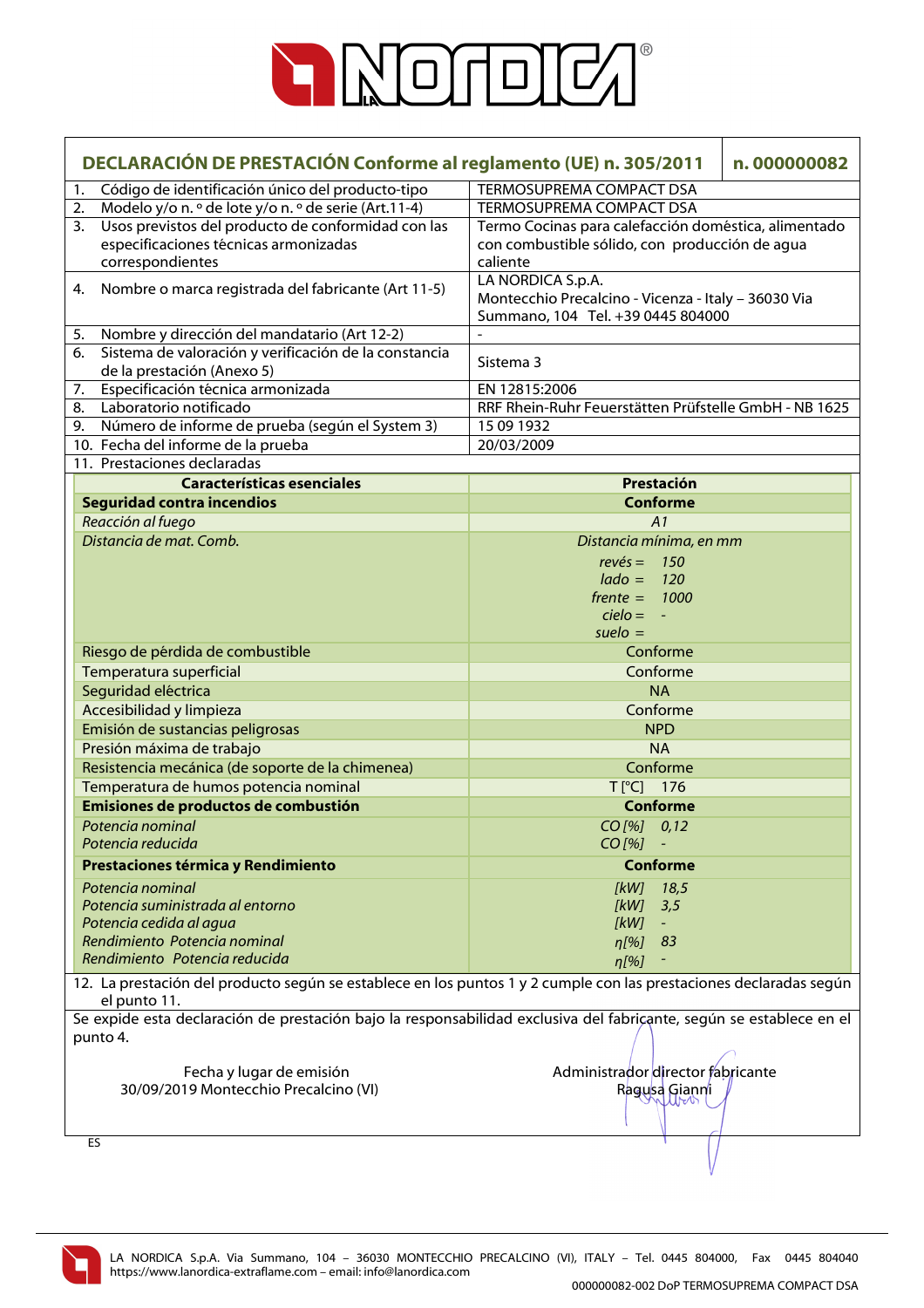# LA NORDICA

## DECLARACIÓN DE PRESTACIÓN Conforme al reglamento (UE) n. 305/2011 — n. 000000082

| | |
|---|---|
| 1. Código de identificación único del producto-tipo | TERMOSUPREMA COMPACT DSA |
| 2. Modelo y/o n. º de lote y/o n. º de serie (Art.11-4) | TERMOSUPREMA COMPACT DSA |
| 3. Usos previstos del producto de conformidad con las especificaciones técnicas armonizadas correspondientes | Termo Cocinas para calefacción doméstica, alimentado con combustible sólido, con producción de agua caliente |
| 4. Nombre o marca registrada del fabricante (Art 11-5) | LA NORDICA S.p.A. Montecchio Precalcino - Vicenza - Italy – 36030 Via Summano, 104 Tel. +39 0445 804000 |
| 5. Nombre y dirección del mandatario (Art 12-2) | - |
| 6. Sistema de valoración y verificación de la constancia de la prestación (Anexo 5) | Sistema 3 |
| 7. Especificación técnica armonizada | EN 12815:2006 |
| 8. Laboratorio notificado | RRF Rhein-Ruhr Feuerstätten Prüfstelle GmbH - NB 1625 |
| 9. Número de informe de prueba (según el System 3) | 15 09 1932 |
| 10. Fecha del informe de la prueba | 20/03/2009 |
| 11. Prestaciones declaradas | |

| Características esenciales | Prestación |
|---|---|
| **Seguridad contra incendios** | **Conforme** |
| *Reacción al fuego* | *A1* |
| *Distancia de mat. Comb.* | *Distancia mínima, en mm*<br>*revés =* 150<br>*lado =* 120<br>*frente =* 1000<br>*cielo =* -<br>*suelo =* |
| Riesgo de pérdida de combustible | Conforme |
| Temperatura superficial | Conforme |
| Seguridad eléctrica | NA |
| Accesibilidad y limpieza | Conforme |
| Emisión de sustancias peligrosas | NPD |
| Presión máxima de trabajo | NA |
| Resistencia mecánica (de soporte de la chimenea) | Conforme |
| Temperatura de humos potencia nominal | T [°C] 176 |
| **Emisiones de productos de combustión** | **Conforme** |
| *Potencia nominal*<br>*Potencia reducida* | *CO [%]* 0,12<br>*CO [%]* - |
| **Prestaciones térmica y Rendimiento** | **Conforme** |
| *Potencia nominal*<br>*Potencia suministrada al entorno*<br>*Potencia cedida al agua*<br>*Rendimiento Potencia nominal*<br>*Rendimiento Potencia reducida* | *[kW]* 18,5<br>*[kW]* 3,5<br>*[kW]* -<br>*η[%]* 83<br>*η[%]* - |

12. La prestación del producto según se establece en los puntos 1 y 2 cumple con las prestaciones declaradas según el punto 11.

Se expide esta declaración de prestación bajo la responsabilidad exclusiva del fabricante, según se establece en el punto 4.

Fecha y lugar de emisión
30/09/2019 Montecchio Precalcino (VI)

Administrador director fabricante
Ragusa Gianni

ES

LA NORDICA S.p.A. Via Summano, 104 – 36030 MONTECCHIO PRECALCINO (VI), ITALY – Tel. 0445 804000, Fax 0445 804040
https://www.lanordica-extraflame.com – email: info@lanordica.com

000000082-002 DoP TERMOSUPREMA COMPACT DSA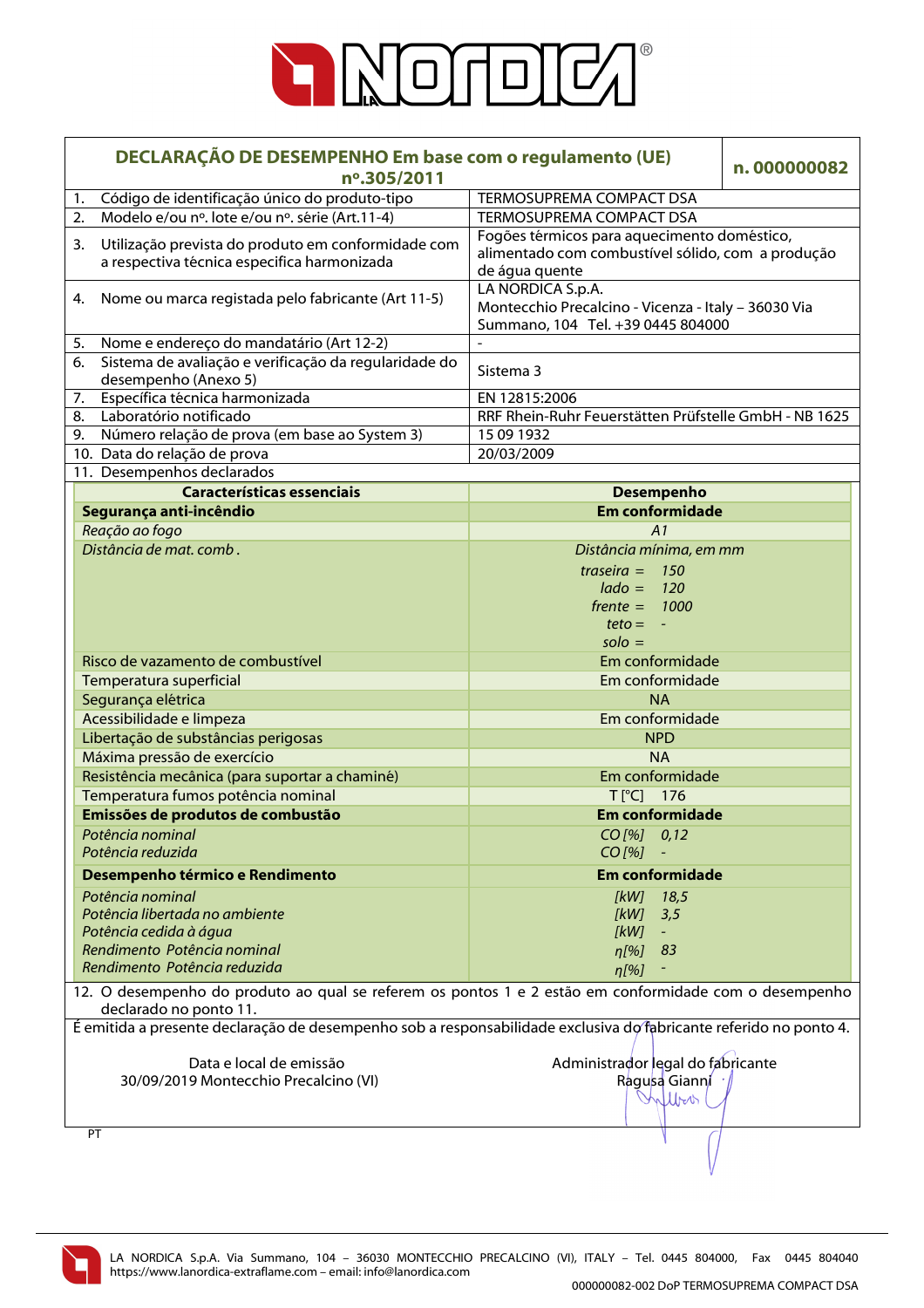# DECLARAÇÃO DE DESEMPENHO Em base com o regulamento (UE) nº.305/2011

**n. 000000082**

| | |
|---|---|
| 1. Código de identificação único do produto-tipo | TERMOSUPREMA COMPACT DSA |
| 2. Modelo e/ou nº. lote e/ou nº. série (Art.11-4) | TERMOSUPREMA COMPACT DSA |
| 3. Utilização prevista do produto em conformidade com a respectiva técnica especifica harmonizada | Fogões térmicos para aquecimento doméstico, alimentado com combustível sólido, com a produção de água quente |
| 4. Nome ou marca registada pelo fabricante (Art 11-5) | LA NORDICA S.p.A. Montecchio Precalcino - Vicenza - Italy – 36030 Via Summano, 104 Tel. +39 0445 804000 |
| 5. Nome e endereço do mandatário (Art 12-2) | - |
| 6. Sistema de avaliação e verificação da regularidade do desempenho (Anexo 5) | Sistema 3 |
| 7. Específica técnica harmonizada | EN 12815:2006 |
| 8. Laboratório notificado | RRF Rhein-Ruhr Feuerstätten Prüfstelle GmbH - NB 1625 |
| 9. Número relação de prova (em base ao System 3) | 15 09 1932 |
| 10. Data do relação de prova | 20/03/2009 |
| 11. Desempenhos declarados | |

| Características essenciais | Desempenho |
|---|---|
| **Segurança anti-incêndio** | **Em conformidade** |
| *Reação ao fogo* | *A1* |
| *Distância de mat. comb.* | *Distância mínima, em mm*<br>*traseira =* 150<br>*lado =* 120<br>*frente =* 1000<br>*teto =* -<br>*solo =* |
| Risco de vazamento de combustível | Em conformidade |
| Temperatura superficial | Em conformidade |
| Segurança elétrica | NA |
| Acessibilidade e limpeza | Em conformidade |
| Libertação de substâncias perigosas | NPD |
| Máxima pressão de exercício | NA |
| Resistência mecânica (para suportar a chaminé) | Em conformidade |
| Temperatura fumos potência nominal | T [°C] 176 |
| **Emissões de produtos de combustão** | **Em conformidade** |
| *Potência nominal* | *CO [%]* 0,12 |
| *Potência reduzida* | *CO [%]* - |
| **Desempenho térmico e Rendimento** | **Em conformidade** |
| *Potência nominal* | *[kW]* 18,5 |
| *Potência libertada no ambiente* | *[kW]* 3,5 |
| *Potência cedida à água* | *[kW]* - |
| *Rendimento Potência nominal* | *η[%]* 83 |
| *Rendimento Potência reduzida* | *η[%]* - |

12. O desempenho do produto ao qual se referem os pontos 1 e 2 estão em conformidade com o desempenho declarado no ponto 11.

É emitida a presente declaração de desempenho sob a responsabilidade exclusiva do fabricante referido no ponto 4.

Data e local de emissão
30/09/2019 Montecchio Precalcino (VI)

Administrador legal do fabricante
Ragusa Gianni

PT

LA NORDICA S.p.A. Via Summano, 104 – 36030 MONTECCHIO PRECALCINO (VI), ITALY – Tel. 0445 804000, Fax 0445 804040
https://www.lanordica-extraflame.com – email: info@lanordica.com

000000082-002 DoP TERMOSUPREMA COMPACT DSA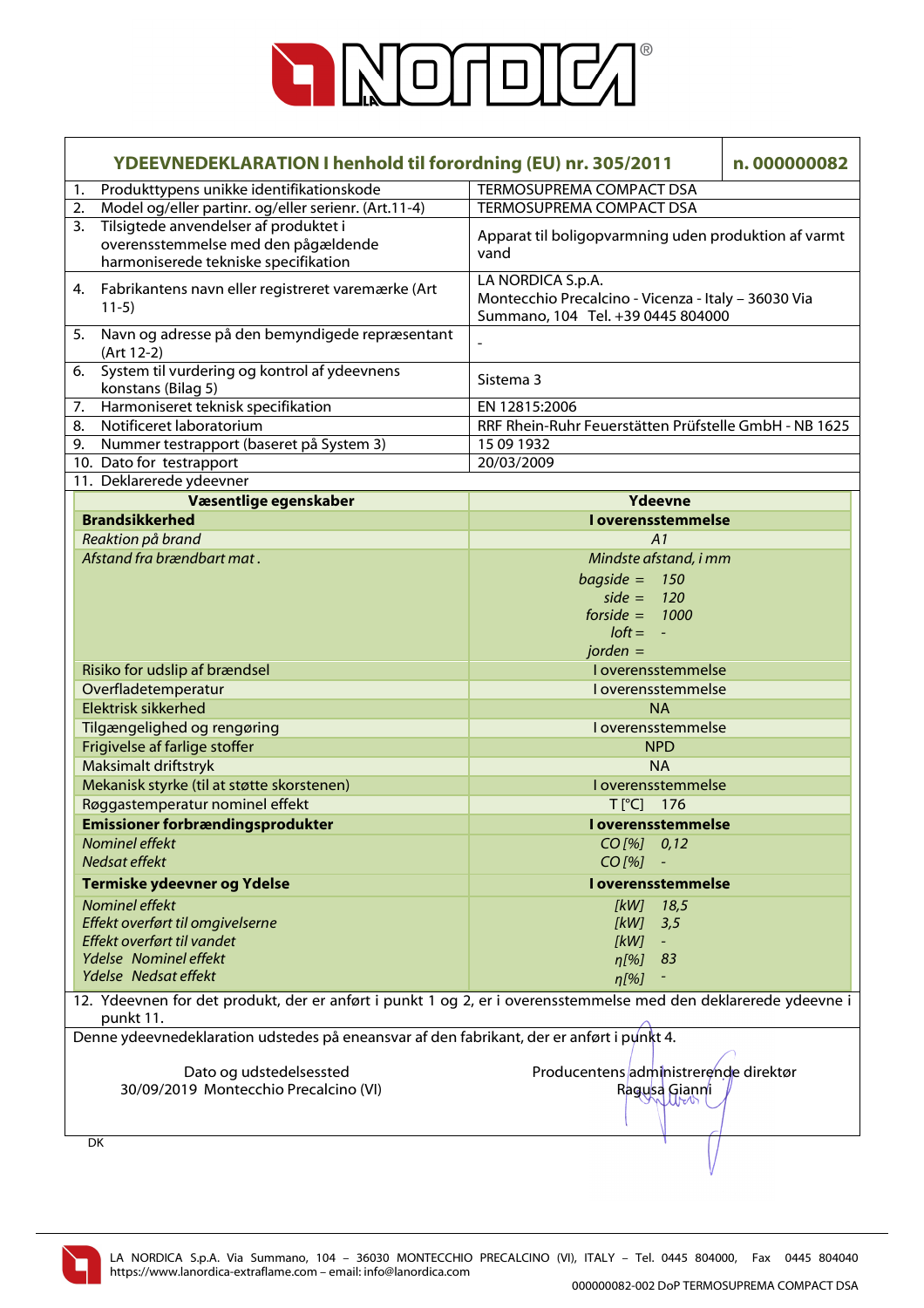# LA NORDICA®

| YDEEVNEDEKLARATION I henhold til forordning (EU) nr. 305/2011 | n. 000000082 |
|---|---|
| 1. Produkttypens unikke identifikationskode | TERMOSUPREMA COMPACT DSA |
| 2. Model og/eller partinr. og/eller serienr. (Art.11-4) | TERMOSUPREMA COMPACT DSA |
| 3. Tilsigtede anvendelser af produktet i overensstemmelse med den pågældende harmoniserede tekniske specifikation | Apparat til boligopvarmning uden produktion af varmt vand |
| 4. Fabrikantens navn eller registreret varemærke (Art 11-5) | LA NORDICA S.p.A. Montecchio Precalcino - Vicenza - Italy – 36030 Via Summano, 104 Tel. +39 0445 804000 |
| 5. Navn og adresse på den bemyndigede repræsentant (Art 12-2) | - |
| 6. System til vurdering og kontrol af ydeevnens konstans (Bilag 5) | Sistema 3 |
| 7. Harmoniseret teknisk specifikation | EN 12815:2006 |
| 8. Notificeret laboratorium | RRF Rhein-Ruhr Feuerstätten Prüfstelle GmbH - NB 1625 |
| 9. Nummer testrapport (baseret på System 3) | 15 09 1932 |
| 10. Dato for testrapport | 20/03/2009 |

11. Deklarerede ydeevner

| Væsentlige egenskaber | Ydeevne |
|---|---|
| **Brandsikkerhed** | **I overensstemmelse** |
| *Reaktion på brand* | *A1* |
| *Afstand fra brændbart mat.* | *Mindste afstand, i mm*<br>*bagside = 150*<br>*side = 120*<br>*forside = 1000*<br>*loft = -*<br>*jorden =* |
| Risiko for udslip af brændsel | I overensstemmelse |
| Overfladetemperatur | I overensstemmelse |
| Elektrisk sikkerhed | NA |
| Tilgængelighed og rengøring | I overensstemmelse |
| Frigivelse af farlige stoffer | NPD |
| Maksimalt driftstryk | NA |
| Mekanisk styrke (til at støtte skorstenen) | I overensstemmelse |
| Røggastemperatur nominel effekt | T [°C] 176 |
| **Emissioner forbrændingsprodukter** | **I overensstemmelse** |
| *Nominel effekt* | *CO [%] 0,12* |
| *Nedsat effekt* | *CO [%] -* |
| **Termiske ydeevner og Ydelse** | **I overensstemmelse** |
| *Nominel effekt* | *[kW] 18,5* |
| *Effekt overført til omgivelserne* | *[kW] 3,5* |
| *Effekt overført til vandet* | *[kW] -* |
| *Ydelse Nominel effekt* | *η[%] 83* |
| *Ydelse Nedsat effekt* | *η[%] -* |

12. Ydeevnen for det produkt, der er anført i punkt 1 og 2, er i overensstemmelse med den deklarerede ydeevne i punkt 11.

Denne ydeevnedeklaration udstedes på eneansvar af den fabrikant, der er anført i punkt 4.

| Dato og udstedelsessted | Producentens administrerende direktør |
|---|---|
| 30/09/2019 Montecchio Precalcino (VI) | Ragusa Gianni |

DK

LA NORDICA S.p.A. Via Summano, 104 – 36030 MONTECCHIO PRECALCINO (VI), ITALY – Tel. 0445 804000, Fax 0445 804040 https://www.lanordica-extraflame.com – email: info@lanordica.com

000000082-002 DoP TERMOSUPREMA COMPACT DSA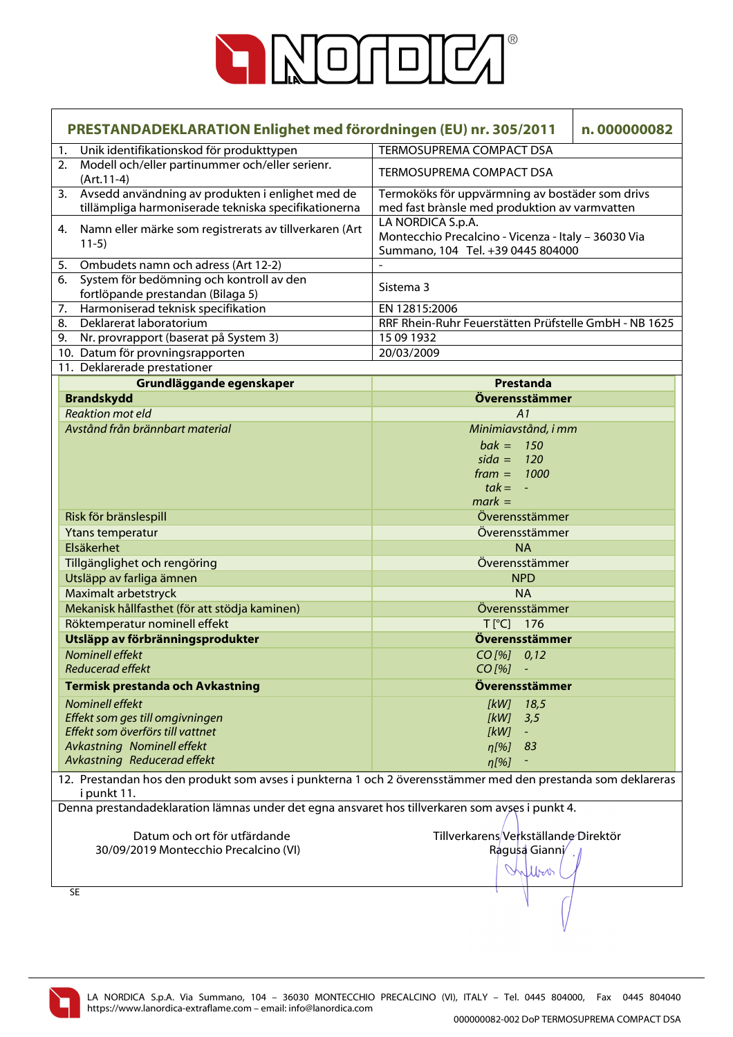# PRESTANDADEKLARATION Enlighet med förordningen (EU) nr. 305/2011 — n. 000000082

| | |
|---|---|
| 1. Unik identifikationskod för produkttypen | TERMOSUPREMA COMPACT DSA |
| 2. Modell och/eller partinummer och/eller serienr. (Art.11-4) | TERMOSUPREMA COMPACT DSA |
| 3. Avsedd användning av produkten i enlighet med de tillämpliga harmoniserade tekniska specifikationerna | Termoköks för uppvärmning av bostäder som drivs med fast brànsle med produktion av varmvatten |
| 4. Namn eller märke som registrerats av tillverkaren (Art 11-5) | LA NORDICA S.p.A. Montecchio Precalcino - Vicenza - Italy – 36030 Via Summano, 104 Tel. +39 0445 804000 |
| 5. Ombudets namn och adress (Art 12-2) | - |
| 6. System för bedömning och kontroll av den fortlöpande prestandan (Bilaga 5) | Sistema 3 |
| 7. Harmoniserad teknisk specifikation | EN 12815:2006 |
| 8. Deklarerat laboratorium | RRF Rhein-Ruhr Feuerstätten Prüfstelle GmbH - NB 1625 |
| 9. Nr. provrapport (baserat på System 3) | 15 09 1932 |
| 10. Datum för provningsrapporten | 20/03/2009 |

11. Deklarerade prestationer

| Grundläggande egenskaper | Prestanda |
|---|---|
| **Brandskydd** | **Överensstämmer** |
| *Reaktion mot eld* | *A1* |
| *Avstånd från brännbart material* | *Minimiavstånd, i mm*<br>*bak = 150*<br>*sida = 120*<br>*fram = 1000*<br>*tak = -*<br>*mark =* |
| Risk för bränslespill | Överensstämmer |
| Ytans temperatur | Överensstämmer |
| Elsäkerhet | NA |
| Tillgänglighet och rengöring | Överensstämmer |
| Utsläpp av farliga ämnen | NPD |
| Maximalt arbetstryck | NA |
| Mekanisk hållfasthet (för att stödja kaminen) | Överensstämmer |
| Röktemperatur nominell effekt | T [°C] 176 |
| **Utsläpp av förbränningsprodukter** | **Överensstämmer** |
| *Nominell effekt* | *CO [%] 0,12* |
| *Reducerad effekt* | *CO [%] -* |
| **Termisk prestanda och Avkastning** | **Överensstämmer** |
| *Nominell effekt* | *[kW] 18,5* |
| *Effekt som ges till omgivningen* | *[kW] 3,5* |
| *Effekt som överförs till vattnet* | *[kW] -* |
| *Avkastning Nominell effekt* | *η[%] 83* |
| *Avkastning Reducerad effekt* | *η[%] -* |

12. Prestandan hos den produkt som avses i punkterna 1 och 2 överensstämmer med den prestanda som deklareras i punkt 11.

Denna prestandadeklaration lämnas under det egna ansvaret hos tillverkaren som avses i punkt 4.

Datum och ort för utfärdande
30/09/2019 Montecchio Precalcino (VI)

Tillverkarens Verkställande Direktör
Ragusa Gianni

SE

LA NORDICA S.p.A. Via Summano, 104 – 36030 MONTECCHIO PRECALCINO (VI), ITALY – Tel. 0445 804000, Fax 0445 804040
https://www.lanordica-extraflame.com – email: info@lanordica.com

000000082-002 DoP TERMOSUPREMA COMPACT DSA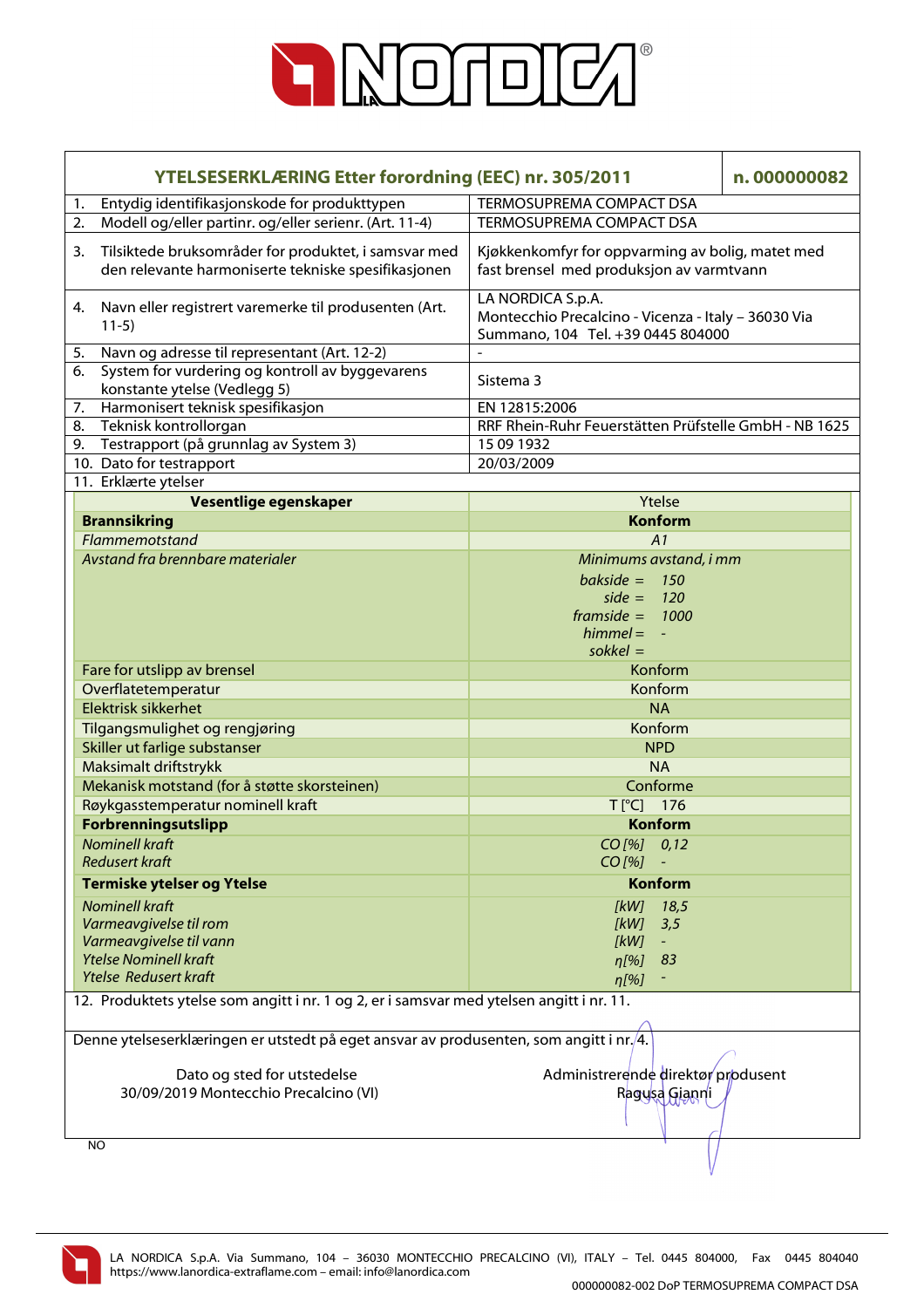| YTELSESERKLÆRING Etter forordning (EEC) nr. 305/2011 | n. 000000082 |
|---|---|
| 1. Entydig identifikasjonskode for produkttypen | TERMOSUPREMA COMPACT DSA |
| 2. Modell og/eller partinr. og/eller serienr. (Art. 11-4) | TERMOSUPREMA COMPACT DSA |
| 3. Tilsiktede bruksområder for produktet, i samsvar med den relevante harmoniserte tekniske spesifikasjonen | Kjøkkenkomfyr for oppvarming av bolig, matet med fast brensel med produksjon av varmtvann |
| 4. Navn eller registrert varemerke til produsenten (Art. 11-5) | LA NORDICA S.p.A. Montecchio Precalcino - Vicenza - Italy – 36030 Via Summano, 104 Tel. +39 0445 804000 |
| 5. Navn og adresse til representant (Art. 12-2) | - |
| 6. System for vurdering og kontroll av byggevarens konstante ytelse (Vedlegg 5) | Sistema 3 |
| 7. Harmonisert teknisk spesifikasjon | EN 12815:2006 |
| 8. Teknisk kontrollorgan | RRF Rhein-Ruhr Feuerstätten Prüfstelle GmbH - NB 1625 |
| 9. Testrapport (på grunnlag av System 3) | 15 09 1932 |
| 10. Dato for testrapport | 20/03/2009 |
| 11. Erklærte ytelser | |

| Vesentlige egenskaper | Ytelse |
|---|---|
| **Brannsikring** | **Konform** |
| *Flammemotstand* | *A1* |
| *Avstand fra brennbare materialer* | *Minimums avstand, i mm*<br>*bakside = 150*<br>*side = 120*<br>*framside = 1000*<br>*himmel = -*<br>*sokkel =* |
| Fare for utslipp av brensel | Konform |
| Overflatetemperatur | Konform |
| Elektrisk sikkerhet | NA |
| Tilgangsmulighet og rengjøring | Konform |
| Skiller ut farlige substanser | NPD |
| Maksimalt driftstrykk | NA |
| Mekanisk motstand (for å støtte skorsteinen) | Conforme |
| Røykgasstemperatur nominell kraft | T [°C] 176 |
| **Forbrenningsutslipp** | **Konform** |
| *Nominell kraft* | *CO [%] 0,12* |
| *Redusert kraft* | *CO [%] -* |
| **Termiske ytelser og Ytelse** | **Konform** |
| *Nominell kraft* | *[kW] 18,5* |
| *Varmeavgivelse til rom* | *[kW] 3,5* |
| *Varmeavgivelse til vann* | *[kW] -* |
| *Ytelse Nominell kraft* | *η[%] 83* |
| *Ytelse Redusert kraft* | *η[%] -* |

12. Produktets ytelse som angitt i nr. 1 og 2, er i samsvar med ytelsen angitt i nr. 11.

Denne ytelseserklæringen er utstedt på eget ansvar av produsenten, som angitt i nr. 4.

Dato og sted for utstedelse
30/09/2019 Montecchio Precalcino (VI)

Administrerende direktør produsent
Ragusa Gianni

NO

LA NORDICA S.p.A. Via Summano, 104 – 36030 MONTECCHIO PRECALCINO (VI), ITALY – Tel. 0445 804000, Fax 0445 804040
https://www.lanordica-extraflame.com – email: info@lanordica.com

000000082-002 DoP TERMOSUPREMA COMPACT DSA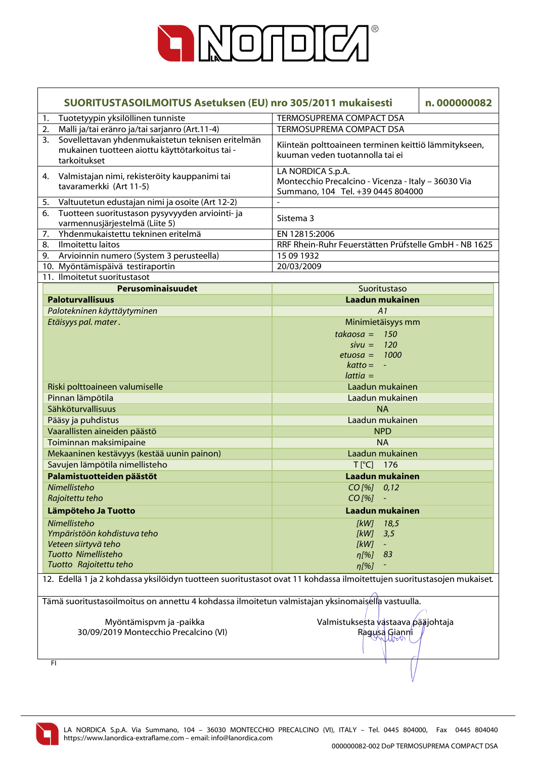# SUORITUSTASOILMOITUS Asetuksen (EU) nro 305/2011 mukaisesti

**n. 000000082**

| | |
|---|---|
| 1. Tuotetyypin yksilöllinen tunniste | TERMOSUPREMA COMPACT DSA |
| 2. Malli ja/tai eränro ja/tai sarjanro (Art.11-4) | TERMOSUPREMA COMPACT DSA |
| 3. Sovellettavan yhdenmukaistetun teknisen eritelmän mukainen tuotteen aiottu käyttötarkoitus tai -tarkoitukset | Kiinteän polttoaineen terminen keittiö lämmitykseen, kuuman veden tuotannolla tai ei |
| 4. Valmistajan nimi, rekisteröity kauppanimi tai tavaramerkki (Art 11-5) | LA NORDICA S.p.A. Montecchio Precalcino - Vicenza - Italy – 36030 Via Summano, 104 Tel. +39 0445 804000 |
| 5. Valtuutetun edustajan nimi ja osoite (Art 12-2) | - |
| 6. Tuotteen suoritustason pysyvyyden arviointi- ja varmennusjärjestelmä (Liite 5) | Sistema 3 |
| 7. Yhdenmukaistettu tekninen eritelmä | EN 12815:2006 |
| 8. Ilmoitettu laitos | RRF Rhein-Ruhr Feuerstätten Prüfstelle GmbH - NB 1625 |
| 9. Arvioinnin numero (System 3 perusteella) | 15 09 1932 |
| 10. Myöntämispäivä testiraportin | 20/03/2009 |

11. Ilmoitetut suoritustasot

| Perusominaisuudet | Suoritustaso |
|---|---|
| **Paloturvallisuus** | **Laadun mukainen** |
| *Palotekninen käyttäytyminen* | *A1* |
| *Etäisyys pal. mater.* | Minimietäisyys mm<br>*takaosa = 150*<br>*sivu = 120*<br>*etuosa = 1000*<br>*katto = -*<br>*lattia =* |
| Riski polttoaineen valumiselle | Laadun mukainen |
| Pinnan lämpötila | Laadun mukainen |
| Sähköturvallisuus | NA |
| Pääsy ja puhdistus | Laadun mukainen |
| Vaarallisten aineiden päästö | NPD |
| Toiminnan maksimipaine | NA |
| Mekaaninen kestävyys (kestää uunin painon) | Laadun mukainen |
| Savujen lämpötila nimellisteho | T [°C] 176 |
| **Palamistuotteiden päästöt** | **Laadun mukainen** |
| *Nimellisteho* | *CO [%] 0,12* |
| *Rajoitettu teho* | *CO [%] -* |
| **Lämpöteho Ja Tuotto** | **Laadun mukainen** |
| *Nimellisteho* | *[kW] 18,5* |
| *Ympäristöön kohdistuva teho* | *[kW] 3,5* |
| *Veteen siirtyvä teho* | *[kW] -* |
| *Tuotto Nimellisteho* | *η[%] 83* |
| *Tuotto Rajoitettu teho* | *η[%] -* |

12. Edellä 1 ja 2 kohdassa yksilöidyn tuotteen suoritustasot ovat 11 kohdassa ilmoitettujen suoritustasojen mukaiset.

Tämä suoritustasoilmoitus on annettu 4 kohdassa ilmoitetun valmistajan yksinomaisella vastuulla.

Myöntämispvm ja -paikka
30/09/2019 Montecchio Precalcino (VI)

Valmistuksesta vastaava pääjohtaja
Ragusa Gianni

FI

LA NORDICA S.p.A. Via Summano, 104 – 36030 MONTECCHIO PRECALCINO (VI), ITALY – Tel. 0445 804000, Fax 0445 804040
https://www.lanordica-extraflame.com – email: info@lanordica.com

000000082-002 DoP TERMOSUPREMA COMPACT DSA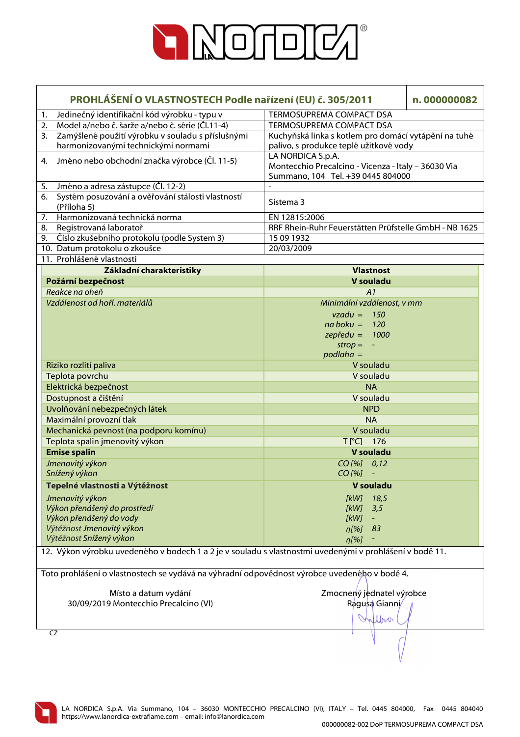# PROHLÁŠENÍ O VLASTNOSTECH Podle nařízení (EU) č. 305/2011 — n. 000000082

| | |
|---|---|
| 1. Jedinečný identifikační kód výrobku - typu v | TERMOSUPREMA COMPACT DSA |
| 2. Model a/nebo č. šarže a/nebo č. série (Čl.11-4) | TERMOSUPREMA COMPACT DSA |
| 3. Zamýšlené použití výrobku v souladu s příslušnými harmonizovanými technickými normami | Kuchyňská linka s kotlem pro domácí vytápění na tuhé palivo, s produkce teplé užitkové vody |
| 4. Jméno nebo obchodní značka výrobce (Čl. 11-5) | LA NORDICA S.p.A. Montecchio Precalcino - Vicenza - Italy – 36030 Via Summano, 104 Tel. +39 0445 804000 |
| 5. Jméno a adresa zástupce (Čl. 12-2) | - |
| 6. Systém posuzování a ověřování stálosti vlastností (Příloha 5) | Sistema 3 |
| 7. Harmonizovaná technická norma | EN 12815:2006 |
| 8. Registrovaná laboratoř | RRF Rhein-Ruhr Feuerstätten Prüfstelle GmbH - NB 1625 |
| 9. Číslo zkušebního protokolu (podle System 3) | 15 09 1932 |
| 10. Datum protokolu o zkoušce | 20/03/2009 |

11. Prohlášené vlastnosti

| Základní charakteristiky | Vlastnost |
|---|---|
| **Požární bezpečnost** | **V souladu** |
| *Reakce na oheň* | *A1* |
| *Vzdálenost od hořl. materiálů* | *Minimální vzdálenost, v mm*<br>*vzadu = 150*<br>*na boku = 120*<br>*zepředu = 1000*<br>*strop = -*<br>*podlaha =* |
| Riziko rozlití paliva | V souladu |
| Teplota povrchu | V souladu |
| Elektrická bezpečnost | NA |
| Dostupnost a čištění | V souladu |
| Uvolňování nebezpečných látek | NPD |
| Maximální provozní tlak | NA |
| Mechanická pevnost (na podporu komínu) | V souladu |
| Teplota spalin jmenovitý výkon | T [°C] 176 |
| **Emise spalin** | **V souladu** |
| *Jmenovitý výkon* | *CO [%] 0,12* |
| *Snížený výkon* | *CO [%] -* |
| **Tepelné vlastnosti a Výtěžnost** | **V souladu** |
| *Jmenovitý výkon* | *[kW] 18,5* |
| *Výkon přenášený do prostředí* | *[kW] 3,5* |
| *Výkon přenášený do vody* | *[kW] -* |
| *Výtěžnost Jmenovitý výkon* | *η[%] 83* |
| *Výtěžnost Snížený výkon* | *η[%] -* |

12. Výkon výrobku uvedeného v bodech 1 a 2 je v souladu s vlastnostmi uvedenými v prohlášení v bodě 11.

Toto prohlášení o vlastnostech se vydává na výhradní odpovědnost výrobce uvedeného v bodě 4.

Místo a datum vydání
30/09/2019 Montecchio Precalcino (VI)

Zmocněný jednatel výrobce
Ragusa Gianni

CZ

LA NORDICA S.p.A. Via Summano, 104 – 36030 MONTECCHIO PRECALCINO (VI), ITALY – Tel. 0445 804000, Fax 0445 804040
https://www.lanordica-extraflame.com – email: info@lanordica.com

000000082-002 DoP TERMOSUPREMA COMPACT DSA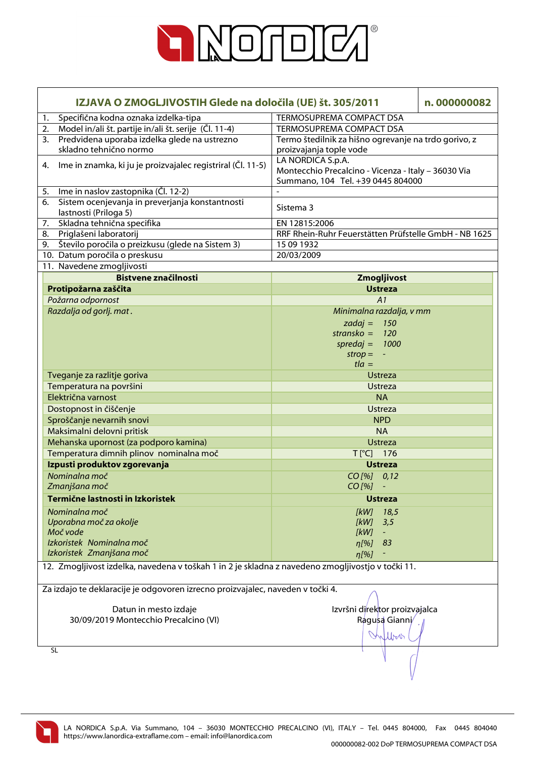# IZJAVA O ZMOGLJIVOSTIH Glede na določila (UE) št. 305/2011 — n. 000000082

| | |
|---|---|
| 1. Specifična kodna oznaka izdelka-tipa | TERMOSUPREMA COMPACT DSA |
| 2. Model in/ali št. partije in/ali št. serije (Čl. 11-4) | TERMOSUPREMA COMPACT DSA |
| 3. Predvidena uporaba izdelka glede na ustrezno skladno tehnično normo | Termo štedilnik za hišno ogrevanje na trdo gorivo, z proizvajanja tople vode |
| 4. Ime in znamka, ki ju je proizvajalec registriral (Čl. 11-5) | LA NORDICA S.p.A. Montecchio Precalcino - Vicenza - Italy – 36030 Via Summano, 104 Tel. +39 0445 804000 |
| 5. Ime in naslov zastopnika (Čl. 12-2) | - |
| 6. Sistem ocenjevanja in preverjanja konstantnosti lastnosti (Priloga 5) | Sistema 3 |
| 7. Skladna tehnična specifika | EN 12815:2006 |
| 8. Priglašeni laboratorij | RRF Rhein-Ruhr Feuerstätten Prüfstelle GmbH - NB 1625 |
| 9. Število poročila o preizkusu (glede na Sistem 3) | 15 09 1932 |
| 10. Datum poročila o preskusu | 20/03/2009 |

11. Navedene zmogljivosti

| Bistvene značilnosti | Zmogljivost |
|---|---|
| **Protipožarna zaščita** | **Ustreza** |
| *Požarna odpornost* | *A1* |
| *Razdalja od gorlj. mat .* | *Minimalna razdalja, v mm*<br>*zadaj = 150*<br>*stransko = 120*<br>*spredaj = 1000*<br>*strop = -*<br>*tla =* |
| Tveganje za razlitje goriva | Ustreza |
| Temperatura na površini | Ustreza |
| Električna varnost | NA |
| Dostopnost in čiščenje | Ustreza |
| Sproščanje nevarnih snovi | NPD |
| Maksimalni delovni pritisk | NA |
| Mehanska upornost (za podporo kamina) | Ustreza |
| Temperatura dimnih plinov nominalna moč | T [°C] 176 |
| **Izpusti produktov zgorevanja** | **Ustreza** |
| *Nominalna moč*<br>*Zmanjšana moč* | *CO [%] 0,12*<br>*CO [%] -* |
| **Termične lastnosti in Izkoristek** | **Ustreza** |
| *Nominalna moč*<br>*Uporabna moč za okolje*<br>*Moč vode*<br>*Izkoristek Nominalna moč*<br>*Izkoristek Zmanjšana moč* | *[kW] 18,5*<br>*[kW] 3,5*<br>*[kW] -*<br>*η[%] 83*<br>*η[%] -* |

12. Zmogljivost izdelka, navedena v toškah 1 in 2 je skladna z navedeno zmogljivostjo v točki 11.

Za izdajo te deklaracije je odgovoren izrecno proizvajalec, naveden v točki 4.

Datun in mesto izdaje
30/09/2019 Montecchio Precalcino (VI)

Izvršni direktor proizvajalca
Ragusa Gianni

SL

LA NORDICA S.p.A. Via Summano, 104 – 36030 MONTECCHIO PRECALCINO (VI), ITALY - Tel. 0445 804000, Fax 0445 804040
https://www.lanordica-extraflame.com – email: info@lanordica.com

000000082-002 DoP TERMOSUPREMA COMPACT DSA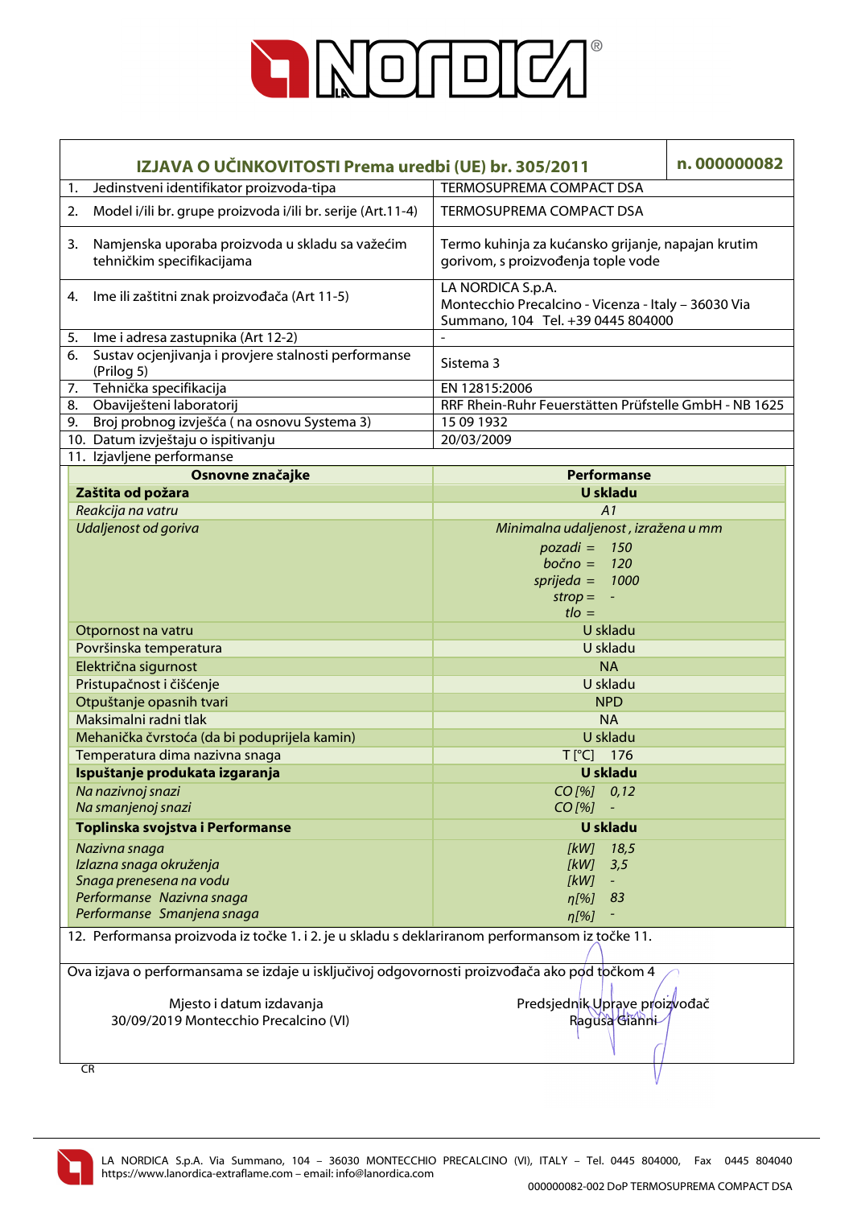# LA NORDICA

| IZJAVA O UČINKOVITOSTI Prema uredbi (UE) br. 305/2011 | n. 000000082 |
|---|---|
| 1. Jedinstveni identifikator proizvoda-tipa | TERMOSUPREMA COMPACT DSA |
| 2. Model i/ili br. grupe proizvoda i/ili br. serije (Art.11-4) | TERMOSUPREMA COMPACT DSA |
| 3. Namjenska uporaba proizvoda u skladu sa važećim tehničkim specifikacijama | Termo kuhinja za kućansko grijanje, napajan krutim gorivom, s proizvođenja tople vode |
| 4. Ime ili zaštitni znak proizvođača (Art 11-5) | LA NORDICA S.p.A. Montecchio Precalcino - Vicenza - Italy – 36030 Via Summano, 104 Tel. +39 0445 804000 |
| 5. Ime i adresa zastupnika (Art 12-2) | - |
| 6. Sustav ocjenjivanja i provjere stalnosti performanse (Prilog 5) | Sistema 3 |
| 7. Tehnička specifikacija | EN 12815:2006 |
| 8. Obaviješteni laboratorij | RRF Rhein-Ruhr Feuerstätten Prüfstelle GmbH - NB 1625 |
| 9. Broj probnog izvješća ( na osnovu Systema 3) | 15 09 1932 |
| 10. Datum izvještaju o ispitivanju | 20/03/2009 |
| 11. Izjavljene performanse | |

| Osnovne značajke | Performanse |
|---|---|
| **Zaštita od požara** | **U skladu** |
| *Reakcija na vatru* | *A1* |
| *Udaljenost od goriva* | *Minimalna udaljenost , izražena u mm*<br>*pozadi =* 150<br>*bočno =* 120<br>*sprijeda =* 1000<br>*strop =* -<br>*tlo =* |
| Otpornost na vatru | U skladu |
| Površinska temperatura | U skladu |
| Električna sigurnost | NA |
| Pristupačnost i čišćenje | U skladu |
| Otpuštanje opasnih tvari | NPD |
| Maksimalni radni tlak | NA |
| Mehanička čvrstoća (da bi poduprijela kamin) | U skladu |
| Temperatura dima nazivna snaga | T [°C] 176 |
| **Ispuštanje produkata izgaranja** | **U skladu** |
| *Na nazivnoj snazi* | *CO [%]* 0,12 |
| *Na smanjenoj snazi* | *CO [%]* - |
| **Toplinska svojstva i Performanse** | **U skladu** |
| *Nazivna snaga* | *[kW]* 18,5 |
| *Izlazna snaga okruženja* | *[kW]* 3,5 |
| *Snaga prenesena na vodu* | *[kW]* - |
| *Performanse Nazivna snaga* | *η[%]* 83 |
| *Performanse Smanjena snaga* | *η[%]* - |

12. Performansa proizvoda iz točke 1. i 2. je u skladu s deklariranom performansom iz točke 11.

Ova izjava o performansama se izdaje u isključivoj odgovornosti proizvođača ako pod točkom 4

Mjesto i datum izdavanja
30/09/2019 Montecchio Precalcino (VI)

Predsjednik Uprave proizvođač
Ragusa Gianni

CR

LA NORDICA S.p.A. Via Summano, 104 – 36030 MONTECCHIO PRECALCINO (VI), ITALY – Tel. 0445 804000, Fax 0445 804040
https://www.lanordica-extraflame.com – email: info@lanordica.com

000000082-002 DoP TERMOSUPREMA COMPACT DSA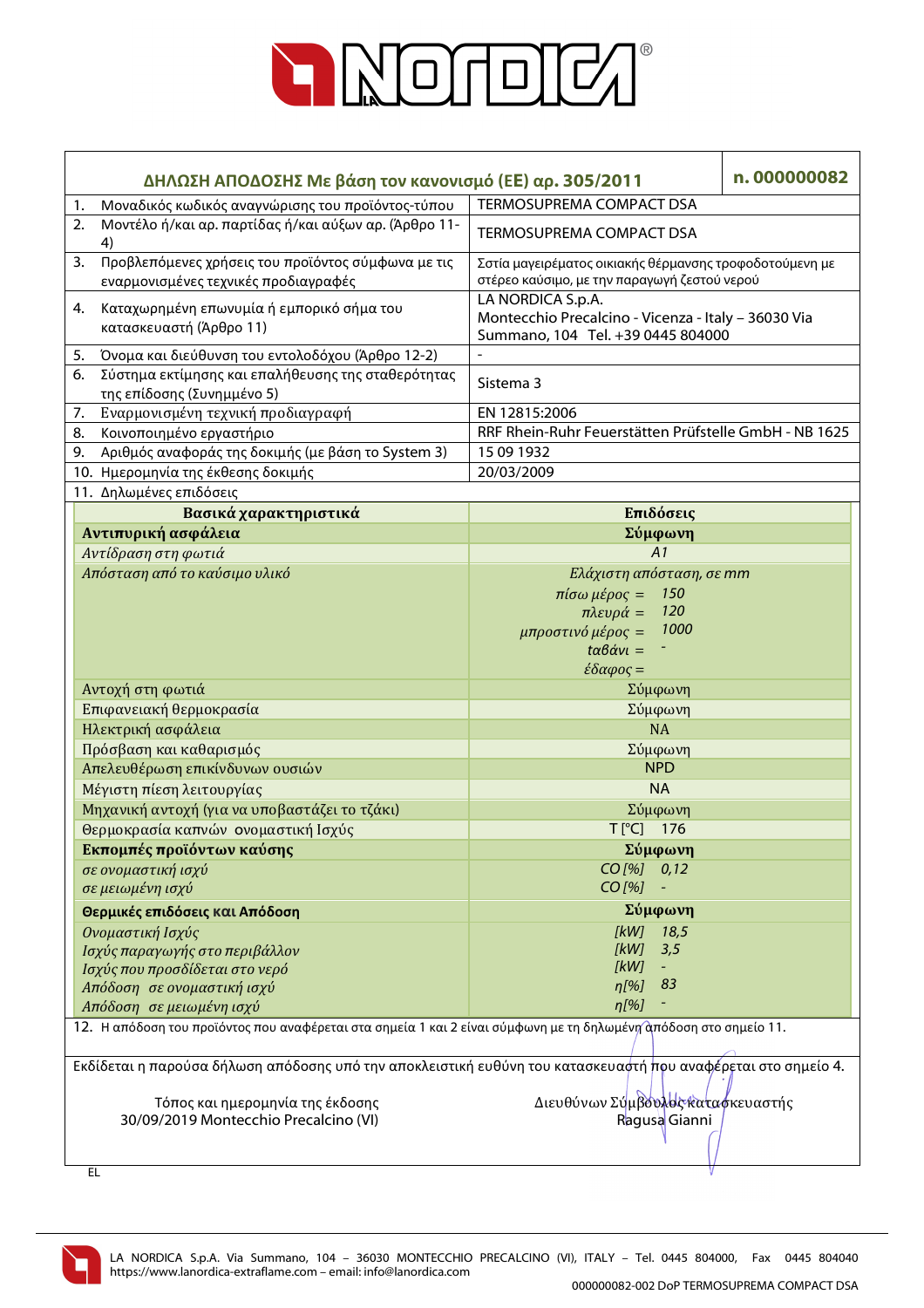# LA NORDICA

| ΔΗΛΩΣΗ ΑΠΟΔΟΣΗΣ Με βάση τον κανονισμό (ΕΕ) αρ. 305/2011 | n. 000000082 |
|---|---|
| 1. Μοναδικός κωδικός αναγνώρισης του προϊόντος-τύπου | TERMOSUPREMA COMPACT DSA |
| 2. Μοντέλο ή/και αρ. παρτίδας ή/και αύξων αρ. (Άρθρο 11-4) | TERMOSUPREMA COMPACT DSA |
| 3. Προβλεπόμενες χρήσεις του προϊόντος σύμφωνα με τις εναρμονισμένες τεχνικές προδιαγραφές | Σστία μαγειρέματος οικιακής θέρμανσης τροφοδοτούμενη με στέρεο καύσιμο, με την παραγωγή ζεστού νερού |
| 4. Καταχωρημένη επωνυμία ή εμπορικό σήμα του κατασκευαστή (Άρθρο 11) | LA NORDICA S.p.A. Montecchio Precalcino - Vicenza - Italy – 36030 Via Summano, 104 Tel. +39 0445 804000 |
| 5. Όνομα και διεύθυνση του εντολοδόχου (Άρθρο 12-2) | - |
| 6. Σύστημα εκτίμησης και επαλήθευσης της σταθερότητας της επίδοσης (Συνημμένο 5) | Sistema 3 |
| 7. Εναρμονισμένη τεχνική προδιαγραφή | EN 12815:2006 |
| 8. Κοινοποιημένο εργαστήριο | RRF Rhein-Ruhr Feuerstätten Prüfstelle GmbH - NB 1625 |
| 9. Αριθμός αναφοράς της δοκιμής (με βάση το System 3) | 15 09 1932 |
| 10. Ημερομηνία της έκθεσης δοκιμής | 20/03/2009 |

11. Δηλωμένες επιδόσεις

| **Βασικά χαρακτηριστικά** | **Επιδόσεις** |
|---|---|
| **Αντιπυρική ασφάλεια** | **Σύμφωνη** |
| *Αντίδραση στη φωτιά* | *A1* |
| *Απόσταση από το καύσιμο υλικό* | *Ελάχιστη απόσταση, σε mm*<br>*πίσω μέρος =* 150<br>*πλευρά =* 120<br>*μπροστινό μέρος =* 1000<br>*ταβάνι =* -<br>*έδαφος =* |
| Αντοχή στη φωτιά | Σύμφωνη |
| Επιφανειακή θερμοκρασία | Σύμφωνη |
| Ηλεκτρική ασφάλεια | NA |
| Πρόσβαση και καθαρισμός | Σύμφωνη |
| Απελευθέρωση επικίνδυνων ουσιών | NPD |
| Μέγιστη πίεση λειτουργίας | NA |
| Μηχανική αντοχή (για να υποβαστάζει το τζάκι) | Σύμφωνη |
| Θερμοκρασία καπνών ονομαστική Ισχύς | T [°C] 176 |
| **Εκπομπές προϊόντων καύσης** | **Σύμφωνη** |
| *σε ονομαστική ισχύ* | *CO [%]* 0,12 |
| *σε μειωμένη ισχύ* | *CO [%]* - |
| **Θερμικές επιδόσεις και Απόδοση** | **Σύμφωνη** |
| *Ονομαστική Ισχύς* | *[kW]* 18,5 |
| *Ισχύς παραγωγής στο περιβάλλον* | *[kW]* 3,5 |
| *Ισχύς που προσδίδεται στο νερό* | *[kW]* - |
| *Απόδοση σε ονομαστική ισχύ* | *η[%]* 83 |
| *Απόδοση σε μειωμένη ισχύ* | *η[%]* - |

12. Η απόδοση του προϊόντος που αναφέρεται στα σημεία 1 και 2 είναι σύμφωνη με τη δηλωμένη απόδοση στο σημείο 11.

Εκδίδεται η παρούσα δήλωση απόδοσης υπό την αποκλειστική ευθύνη του κατασκευαστή που αναφέρεται στο σημείο 4.

Τόπος και ημερομηνία της έκδοσης
30/09/2019 Montecchio Precalcino (VI)

Διευθύνων Σύμβουλος κατασκευαστής
Ragusa Gianni

EL

LA NORDICA S.p.A. Via Summano, 104 – 36030 MONTECCHIO PRECALCINO (VI), ITALY – Tel. 0445 804000, Fax 0445 804040
https://www.lanordica-extraflame.com – email: info@lanordica.com

000000082-002 DoP TERMOSUPREMA COMPACT DSA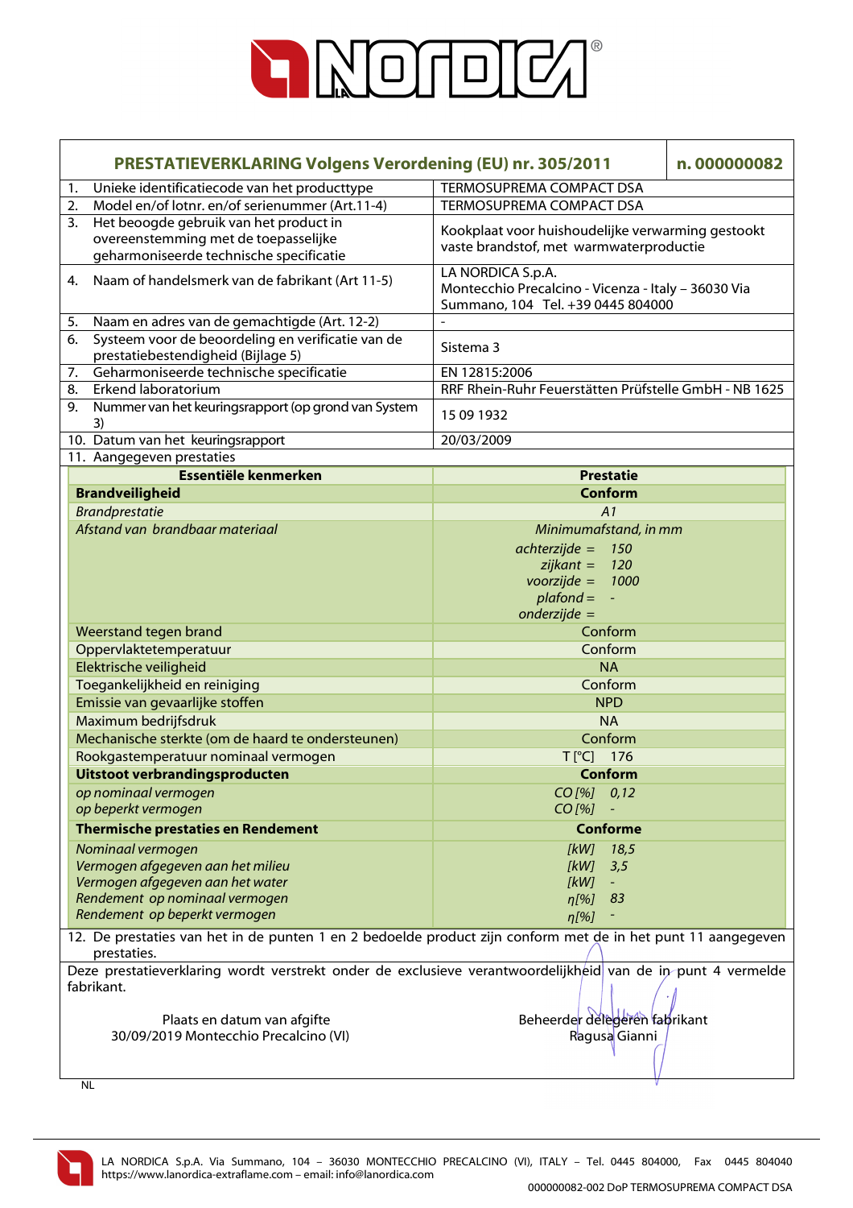| PRESTATIEVERKLARING Volgens Verordening (EU) nr. 305/2011 | n. 000000082 |
|---|---|
| 1. Unieke identificatiecode van het producttype | TERMOSUPREMA COMPACT DSA |
| 2. Model en/of lotnr. en/of serienummer (Art.11-4) | TERMOSUPREMA COMPACT DSA |
| 3. Het beoogde gebruik van het product in overeenstemming met de toepasselijke geharmoniseerde technische specificatie | Kookplaat voor huishoudelijke verwarming gestookt vaste brandstof, met warmwaterproductie |
| 4. Naam of handelsmerk van de fabrikant (Art 11-5) | LA NORDICA S.p.A. Montecchio Precalcino - Vicenza - Italy – 36030 Via Summano, 104 Tel. +39 0445 804000 |
| 5. Naam en adres van de gemachtigde (Art. 12-2) | - |
| 6. Systeem voor de beoordeling en verificatie van de prestatiebestendigheid (Bijlage 5) | Sistema 3 |
| 7. Geharmoniseerde technische specificatie | EN 12815:2006 |
| 8. Erkend laboratorium | RRF Rhein-Ruhr Feuerstätten Prüfstelle GmbH - NB 1625 |
| 9. Nummer van het keuringsrapport (op grond van System 3) | 15 09 1932 |
| 10. Datum van het keuringsrapport | 20/03/2009 |
| 11. Aangegeven prestaties | |

| Essentiële kenmerken | Prestatie |
|---|---|
| **Brandveiligheid** | **Conform** |
| *Brandprestatie* | *A1* |
| *Afstand van brandbaar materiaal* | *Minimumafstand, in mm*<br>*achterzijde = 150*<br>*zijkant = 120*<br>*voorzijde = 1000*<br>*plafond = -*<br>*onderzijde =* |
| Weerstand tegen brand | Conform |
| Oppervlaktetemperatuur | Conform |
| Elektrische veiligheid | NA |
| Toegankelijkheid en reiniging | Conform |
| Emissie van gevaarlijke stoffen | NPD |
| Maximum bedrijfsdruk | NA |
| Mechanische sterkte (om de haard te ondersteunen) | Conform |
| Rookgastemperatuur nominaal vermogen | T [°C] 176 |
| **Uitstoot verbrandingsproducten** | **Conform** |
| *op nominaal vermogen* | *CO [%] 0,12* |
| *op beperkt vermogen* | *CO [%] -* |
| **Thermische prestaties en Rendement** | **Conforme** |
| *Nominaal vermogen* | *[kW] 18,5* |
| *Vermogen afgegeven aan het milieu* | *[kW] 3,5* |
| *Vermogen afgegeven aan het water* | *[kW] -* |
| *Rendement op nominaal vermogen* | *η[%] 83* |
| *Rendement op beperkt vermogen* | *η[%] -* |

12. De prestaties van het in de punten 1 en 2 bedoelde product zijn conform met de in het punt 11 aangegeven prestaties.

Deze prestatieverklaring wordt verstrekt onder de exclusieve verantwoordelijkheid van de in punt 4 vermelde fabrikant.

Plaats en datum van afgifte
30/09/2019 Montecchio Precalcino (VI)

Beheerder delegeren fabrikant
Ragusa Gianni

NL

LA NORDICA S.p.A. Via Summano, 104 – 36030 MONTECCHIO PRECALCINO (VI), ITALY – Tel. 0445 804000, Fax 0445 804040
https://www.lanordica-extraflame.com – email: info@lanordica.com

000000082-002 DoP TERMOSUPREMA COMPACT DSA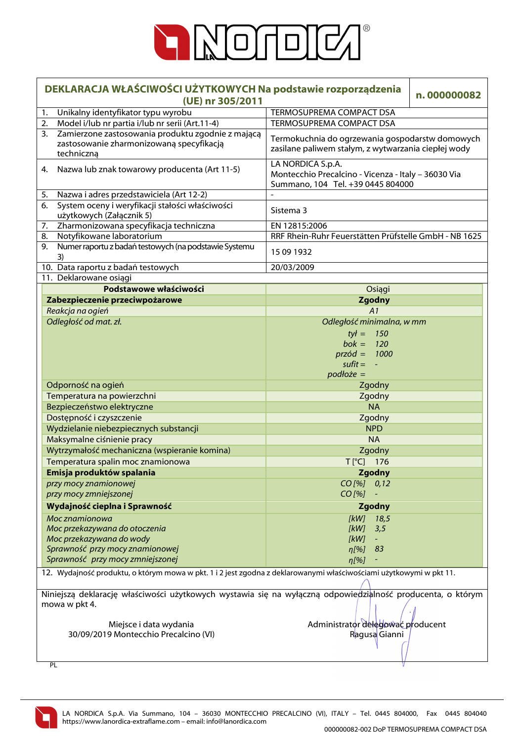# DEKLARACJA WŁAŚCIWOŚCI UŻYTKOWYCH Na podstawie rozporządzenia (UE) nr 305/2011

**n. 000000082**

| | |
|---|---|
| 1. Unikalny identyfikator typu wyrobu | TERMOSUPREMA COMPACT DSA |
| 2. Model i/lub nr partia i/lub nr serii (Art.11-4) | TERMOSUPREMA COMPACT DSA |
| 3. Zamierzone zastosowania produktu zgodnie z mającą zastosowanie zharmonizowaną specyfikacją techniczną | Termokuchnia do ogrzewania gospodarstw domowych zasilane paliwem stałym, z wytwarzania ciepłej wody |
| 4. Nazwa lub znak towarowy producenta (Art 11-5) | LA NORDICA S.p.A. Montecchio Precalcino - Vicenza - Italy – 36030 Via Summano, 104 Tel. +39 0445 804000 |
| 5. Nazwa i adres przedstawiciela (Art 12-2) | - |
| 6. System oceny i weryfikacji stałości właściwości użytkowych (Załącznik 5) | Sistema 3 |
| 7. Zharmonizowana specyfikacja techniczna | EN 12815:2006 |
| 8. Notyfikowane laboratorium | RRF Rhein-Ruhr Feuerstätten Prüfstelle GmbH - NB 1625 |
| 9. Numer raportu z badań testowych (na podstawie Systemu 3) | 15 09 1932 |
| 10. Data raportu z badań testowych | 20/03/2009 |

11. Deklarowane osiągi

| Podstawowe właściwości | Osiągi |
|---|---|
| **Zabezpieczenie przeciwpożarowe** | **Zgodny** |
| *Reakcja na ogień* | *A1* |
| *Odległość od mat. zł.* | *Odległość minimalna, w mm*<br>*tył = 150*<br>*bok = 120*<br>*przód = 1000*<br>*sufit = -*<br>*podłoże =* |
| Odporność na ogień | Zgodny |
| Temperatura na powierzchni | Zgodny |
| Bezpieczeństwo elektryczne | NA |
| Dostępność i czyszczenie | Zgodny |
| Wydzielanie niebezpiecznych substancji | NPD |
| Maksymalne ciśnienie pracy | NA |
| Wytrzymałość mechaniczna (wspieranie komina) | Zgodny |
| Temperatura spalin moc znamionowa | T [°C] 176 |
| **Emisja produktów spalania** | **Zgodny** |
| *przy mocy znamionowej* | *CO [%] 0,12* |
| *przy mocy zmniejszonej* | *CO [%] -* |
| **Wydajność cieplna i Sprawność** | **Zgodny** |
| *Moc znamionowa* | *[kW] 18,5* |
| *Moc przekazywana do otoczenia* | *[kW] 3,5* |
| *Moc przekazywana do wody* | *[kW] -* |
| *Sprawność przy mocy znamionowej* | *η[%] 83* |
| *Sprawność przy mocy zmniejszonej* | *η[%] -* |

12. Wydajność produktu, o którym mowa w pkt. 1 i 2 jest zgodna z deklarowanymi właściwościami użytkowymi w pkt 11.

Niniejszą deklarację właściwości użytkowych wystawia się na wyłączną odpowiedzialność producenta, o którym mowa w pkt 4.

Miejsce i data wydania
30/09/2019 Montecchio Precalcino (VI)

Administrator delegować producent
Ragusa Gianni

PL

LA NORDICA S.p.A. Via Summano, 104 – 36030 MONTECCHIO PRECALCINO (VI), ITALY – Tel. 0445 804000, Fax 0445 804040
https://www.lanordica-extraflame.com – email: info@lanordica.com

000000082-002 DoP TERMOSUPREMA COMPACT DSA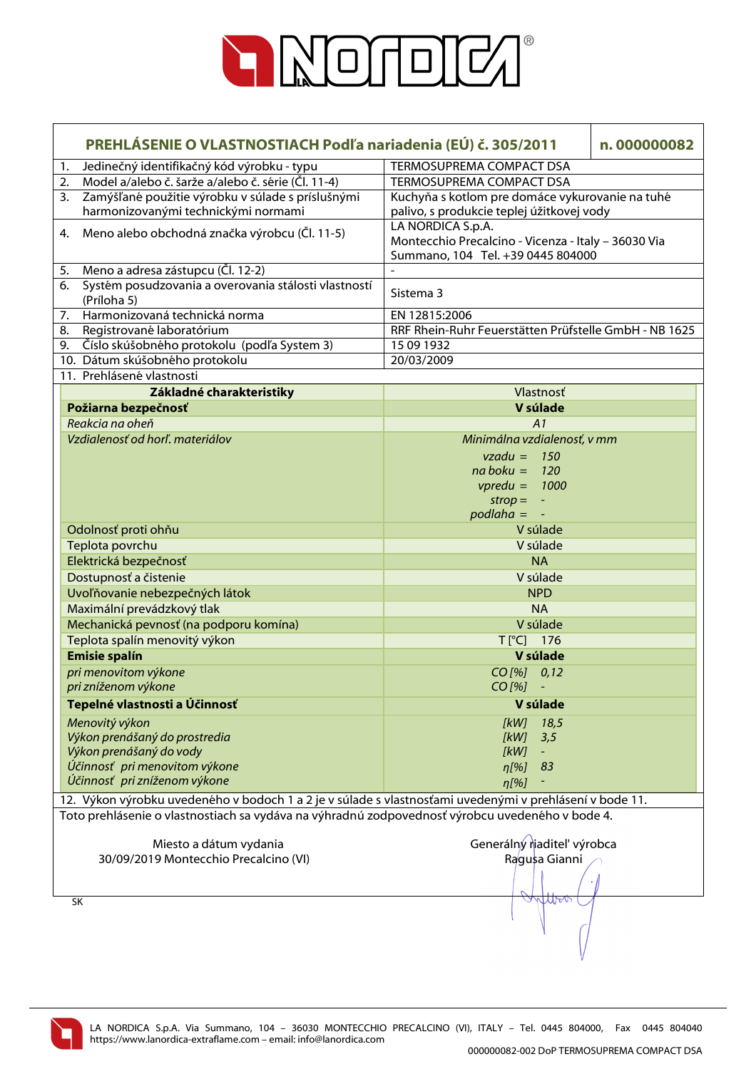# PREHLÁSENIE O VLASTNOSTIACH Podľa nariadenia (EÚ) č. 305/2011

**n. 000000082**

| | |
|---|---|
| 1. Jedinečný identifikačný kód výrobku - typu | TERMOSUPREMA COMPACT DSA |
| 2. Model a/alebo č. šarže a/alebo č. série (Čl. 11-4) | TERMOSUPREMA COMPACT DSA |
| 3. Zamýšľané použitie výrobku v súlade s príslušnými harmonizovanými technickými normami | Kuchyňa s kotlom pre domáce vykurovanie na tuhé palivo, s produkcie teplej úžitkovej vody |
| 4. Meno alebo obchodná značka výrobcu (Čl. 11-5) | LA NORDICA S.p.A. Montecchio Precalcino - Vicenza - Italy – 36030 Via Summano, 104 Tel. +39 0445 804000 |
| 5. Meno a adresa zástupcu (Čl. 12-2) | - |
| 6. Systém posudzovania a overovania stálosti vlastností (Príloha 5) | Sistema 3 |
| 7. Harmonizovaná technická norma | EN 12815:2006 |
| 8. Registrované laboratórium | RRF Rhein-Ruhr Feuerstätten Prüfstelle GmbH - NB 1625 |
| 9. Číslo skúšobného protokolu (podľa System 3) | 15 09 1932 |
| 10. Dátum skúšobného protokolu | 20/03/2009 |
| 11. Prehlásené vlastnosti | |

| Základné charakteristiky | Vlastnosť |
|---|---|
| **Požiarna bezpečnosť** | **V súlade** |
| *Reakcia na oheň* | *A1* |
| *Vzdialenosť od horľ. materiálov* | *Minimálna vzdialenosť, v mm*<br>*vzadu = 150*<br>*na boku = 120*<br>*vpredu = 1000*<br>*strop = -*<br>*podlaha = -* |
| Odolnosť proti ohňu | V súlade |
| Teplota povrchu | V súlade |
| Elektrická bezpečnosť | NA |
| Dostupnosť a čistenie | V súlade |
| Uvoľňovanie nebezpečných látok | NPD |
| Maximální prevádzkový tlak | NA |
| Mechanická pevnosť (na podporu komína) | V súlade |
| Teplota spalín menovitý výkon | T [°C] 176 |
| **Emisie spalín** | **V súlade** |
| *pri menovitom výkone* | *CO [%] 0,12* |
| *pri zníženom výkone* | *CO [%] -* |
| **Tepelné vlastnosti a Účinnosť** | **V súlade** |
| *Menovitý výkon* | *[kW] 18,5* |
| *Výkon prenášaný do prostredia* | *[kW] 3,5* |
| *Výkon prenášaný do vody* | *[kW] -* |
| *Účinnosť pri menovitom výkone* | *η[%] 83* |
| *Účinnosť pri zníženom výkone* | *η[%] -* |

12. Výkon výrobku uvedeného v bodoch 1 a 2 je v súlade s vlastnosťami uvedenými v prehlásení v bode 11.

Toto prehlásenie o vlastnostiach sa vydáva na výhradnú zodpovednosť výrobcu uvedeného v bode 4.

Miesto a dátum vydania
30/09/2019 Montecchio Precalcino (VI)

Generálny riaditeľ výrobca
Ragusa Gianni

SK

LA NORDICA S.p.A. Via Summano, 104 – 36030 MONTECCHIO PRECALCINO (VI), ITALY – Tel. 0445 804000, Fax 0445 804040
https://www.lanordica-extraflame.com – email: info@lanordica.com

000000082-002 DoP TERMOSUPREMA COMPACT DSA